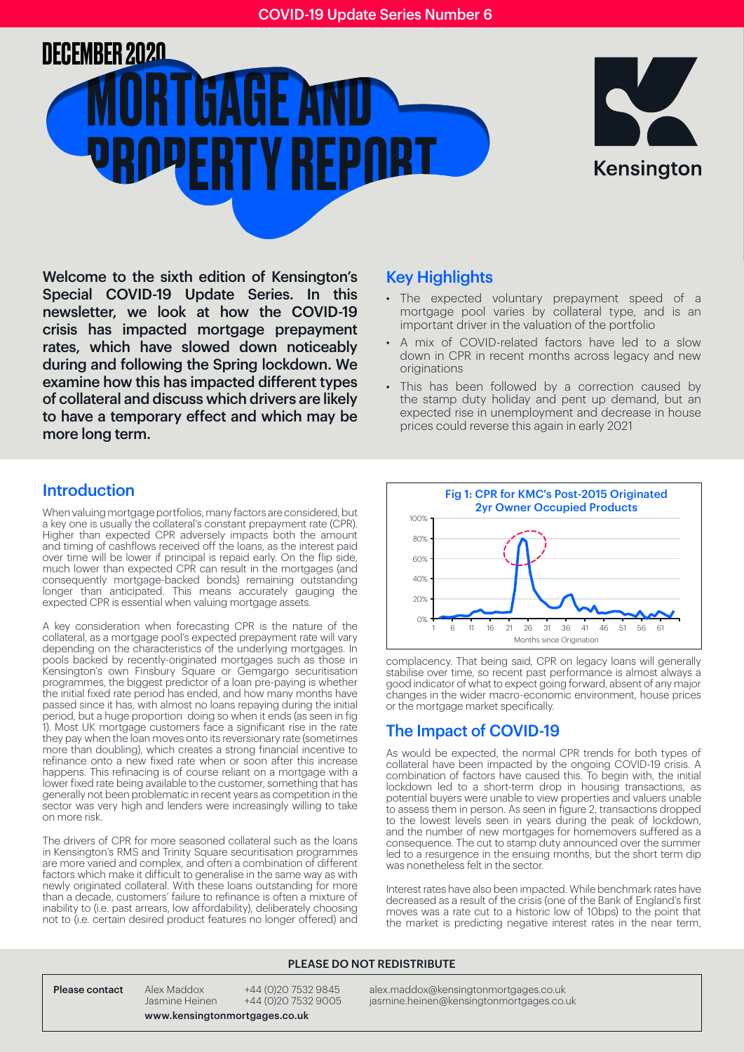COVID-19 Update Series Number 6

# DECEMBER 2020 MORTGAGE AND PROPERTY REPORT

Kensington

**Welcome to the sixth edition of Kensington's Special COVID-19 Update Series. In this newsletter, we look at how the COVID-19 crisis has impacted mortgage prepayment rates, which have slowed down noticeably during and following the Spring lockdown. We examine how this has impacted different types of collateral and discuss which drivers are likely to have a temporary effect and which may be more long term.**

## Key Highlights

- The expected voluntary prepayment speed of a mortgage pool varies by collateral type, and is an important driver in the valuation of the portfolio
- A mix of COVID-related factors have led to a slow down in CPR in recent months across legacy and new originations
- This has been followed by a correction caused by the stamp duty holiday and pent up demand, but an expected rise in unemployment and decrease in house prices could reverse this again in early 2021

## Introduction

When valuing mortgage portfolios, many factors are considered, but a key one is usually the collateral's constant prepayment rate (CPR). Higher than expected CPR adversely impacts both the amount and timing of cashflows received off the loans, as the interest paid over time will be lower if principal is repaid early. On the flip side, much lower than expected CPR can result in the mortgages (and consequently mortgage-backed bonds) remaining outstanding longer than anticipated. This means accurately gauging the expected CPR is essential when valuing mortgage assets.

A key consideration when forecasting CPR is the nature of the collateral, as a mortgage pool's expected prepayment rate will vary depending on the characteristics of the underlying mortgages. In pools backed by recently-originated mortgages such as those in Kensington's own Finsbury Square or Gemgargo securitisation programmes, the biggest predictor of a loan pre-paying is whether the initial fixed rate period has ended, and how many months have passed since it has, with almost no loans repaying during the initial period, but a huge proportion doing so when it ends (as seen in fig 1). Most UK mortgage customers face a significant rise in the rate they pay when the loan moves onto its reversionary rate (sometimes more than doubling), which creates a strong financial incentive to refinance onto a new fixed rate when or soon after this increase happens. This refinancing is of course reliant on a mortgage with a lower fixed rate being available to the customer, something that has generally not been problematic in recent years as competition in the sector was very high and lenders were increasingly willing to take on more risk.

The drivers of CPR for more seasoned collateral such as the loans in Kensington's RMS and Trinity Square securitisation programmes are more varied and complex, and often a combination of different factors which make it difficult to generalise in the same way as with newly originated collateral. With these loans outstanding for more than a decade, customers' failure to refinance is often a mixture of inability to (i.e. past arrears, low affordability), deliberately choosing not to (i.e. certain desired product features no longer offered) and complacency. That being said, CPR on legacy loans will generally stabilise over time, so recent past performance is almost always a good indicator of what to expect going forward, absent of any major changes in the wider macro-economic environment, house prices or the mortgage market specifically.

**Fig 1: CPR for KMC's Post-2015 Originated 2yr Owner Occupied Products**

(Chart: y-axis 0%–100%; x-axis Months since Origination, 1 to 61)

## The Impact of COVID-19

As would be expected, the normal CPR trends for both types of collateral have been impacted by the ongoing COVID-19 crisis. A combination of factors have caused this. To begin with, the initial lockdown led to a short-term drop in housing transactions, as potential buyers were unable to view properties and valuers unable to assess them in person. As seen in figure 2, transactions dropped to the lowest levels seen in years during the peak of lockdown, and the number of new mortgages for homemovers suffered as a consequence. The cut to stamp duty announced over the summer led to a resurgence in the ensuing months, but the short term dip was nonetheless felt in the sector.

Interest rates have also been impacted. While benchmark rates have decreased as a result of the crisis (one of the Bank of England's first moves was a rate cut to a historic low of 10bps) to the point that the market is predicting negative interest rates in the near term,

PLEASE DO NOT REDISTRIBUTE

| **Please contact** | Alex Maddox | +44 (0)20 7532 9845 | alex.maddox@kensingtonmortgages.co.uk |
|---|---|---|---|
| | Jasmine Heinen | +44 (0)20 7532 9005 | jasmine.heinen@kensingtonmortgages.co.uk |

**www.kensingtonmortgages.co.uk**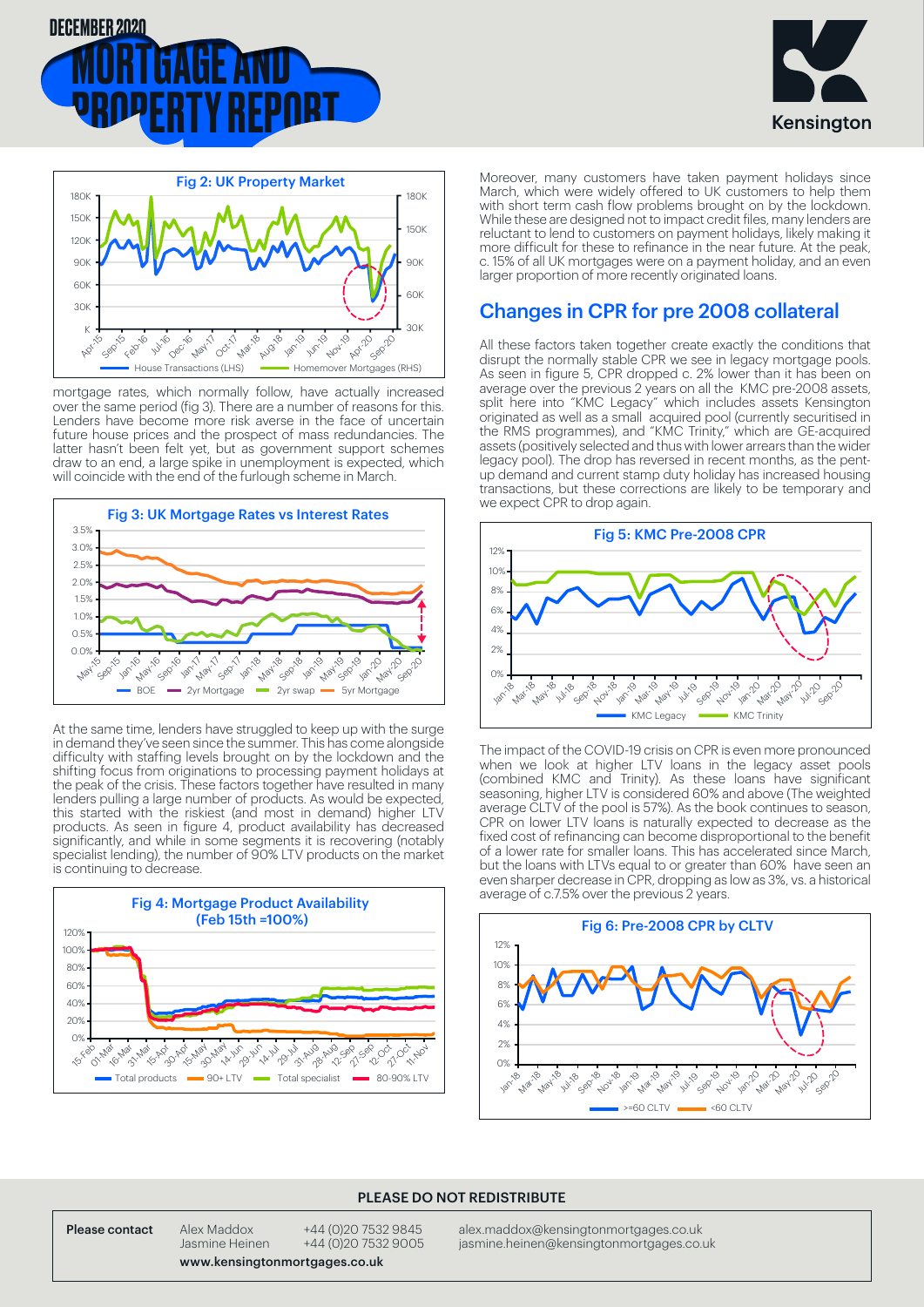Fig 2: UK Property Market

mortgage rates, which normally follow, have actually increased over the same period (fig 3). There are a number of reasons for this. Lenders have become more risk averse in the face of uncertain future house prices and the prospect of mass redundancies. The latter hasn't been felt yet, but as government support schemes draw to an end, a large spike in unemployment is expected, which will coincide with the end of the furlough scheme in March.

Fig 3: UK Mortgage Rates vs Interest Rates

At the same time, lenders have struggled to keep up with the surge in demand they've seen since the summer. This has come alongside difficulty with staffing levels brought on by the lockdown and the shifting focus from originations to processing payment holidays at the peak of the crisis. These factors together have resulted in many lenders pulling a large number of products. As would be expected, this started with the riskiest (and most in demand) higher LTV products. As seen in figure 4, product availability has decreased significantly, and while in some segments it is recovering (notably specialist lending), the number of 90% LTV products on the market is continuing to decrease.

Fig 4: Mortgage Product Availability (Feb 15th =100%)

Moreover, many customers have taken payment holidays since March, which were widely offered to UK customers to help them with short term cash flow problems brought on by the lockdown. While these are designed not to impact credit files, many lenders are reluctant to lend to customers on payment holidays, likely making it more difficult for these to refinance in the near future. At the peak, c. 15% of all UK mortgages were on a payment holiday, and an even larger proportion of more recently originated loans.

## Changes in CPR for pre 2008 collateral

All these factors taken together create exactly the conditions that disrupt the normally stable CPR we see in legacy mortgage pools. As seen in figure 5, CPR dropped c. 2% lower than it has been on average over the previous 2 years on all the KMC pre-2008 assets, split here into "KMC Legacy" which includes assets Kensington originated as well as a small acquired pool (currently securitised in the RMS programmes), and "KMC Trinity," which are GE-acquired assets (positively selected and thus with lower arrears than the wider legacy pool). The drop has reversed in recent months, as the pent-up demand and current stamp duty holiday has increased housing transactions, but these corrections are likely to be temporary and we expect CPR to drop again.

Fig 5: KMC Pre-2008 CPR

The impact of the COVID-19 crisis on CPR is even more pronounced when we look at higher LTV loans in the legacy asset pools (combined KMC and Trinity). As these loans have significant seasoning, higher LTV is considered 60% and above (The weighted average CLTV of the pool is 57%). As the book continues to season, CPR on lower LTV loans is naturally expected to decrease as the fixed cost of refinancing can become disproportional to the benefit of a lower rate for smaller loans. This has accelerated since March, but the loans with LTVs equal to or greater than 60% have seen an even sharper decrease in CPR, dropping as low as 3%, vs. a historical average of c.7.5% over the previous 2 years.

Fig 6: Pre-2008 CPR by CLTV

**PLEASE DO NOT REDISTRIBUTE**

| **Please contact** | Alex Maddox | +44 (0)20 7532 9845 | alex.maddox@kensingtonmortgages.co.uk |
|---|---|---|---|
| | Jasmine Heinen | +44 (0)20 7532 9005 | jasmine.heinen@kensingtonmortgages.co.uk |

**www.kensingtonmortgages.co.uk**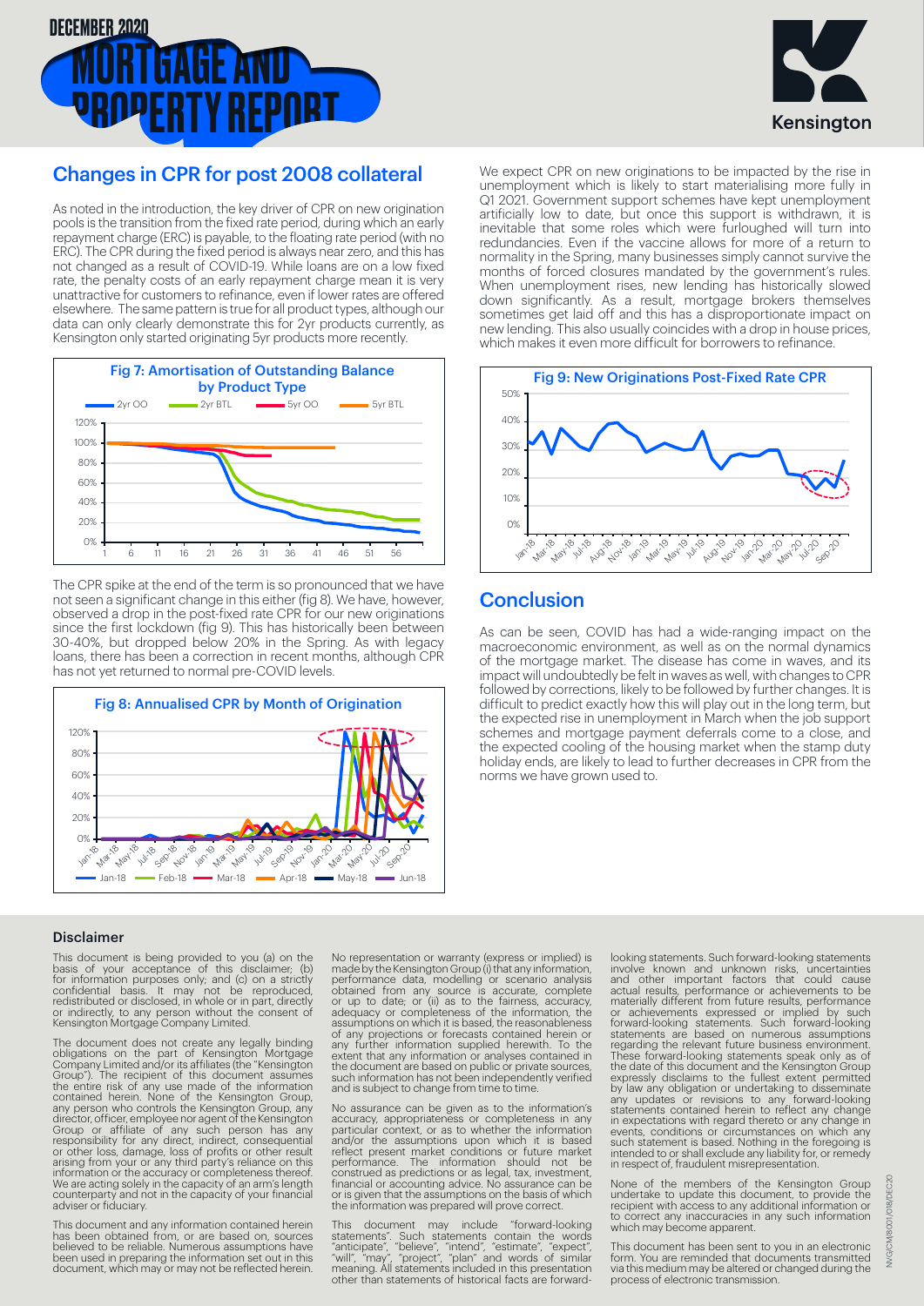DECEMBER 2020

# MORTGAGE AND PROPERTY REPORT

Kensington

## Changes in CPR for post 2008 collateral

As noted in the introduction, the key driver of CPR on new origination pools is the transition from the fixed rate period, during which an early repayment charge (ERC) is payable, to the floating rate period (with no ERC). The CPR during the fixed period is always near zero, and this has not changed as a result of COVID-19. While loans are on a low fixed rate, the penalty costs of an early repayment charge mean it is very unattractive for customers to refinance, even if lower rates are offered elsewhere. The same pattern is true for all product types, although our data can only clearly demonstrate this for 2yr products currently, as Kensington only started originating 5yr products more recently.

Fig 7: Amortisation of Outstanding Balance by Product Type

2yr OO
2yr BTL
5yr OO
5yr BTL

120%
100%
80%
60%
40%
20%
0%

1 6 11 16 21 26 31 36 41 46 51 56

The CPR spike at the end of the term is so pronounced that we have not seen a significant change in this either (fig 8). We have, however, observed a drop in the post-fixed rate CPR for our new originations since the first lockdown (fig 9). This has historically been between 30-40%, but dropped below 20% in the Spring. As with legacy loans, there has been a correction in recent months, although CPR has not yet returned to normal pre-COVID levels.

Fig 8: Annualised CPR by Month of Origination

120%
80%
60%
40%
20%
0%

Jan-18 Mar-18 May-18 Jul-18 Sep-18 Nov-18 Jan-19 Mar-19 May-19 Jul-19 Sep-19 Nov-19 Jan-20 Mar-20 May-20 Jul-20 Sep-20

Jan-18
Feb-18
Mar-18
Apr-18
May-18
Jun-18

We expect CPR on new originations to be impacted by the rise in unemployment which is likely to start materialising more fully in Q1 2021. Government support schemes have kept unemployment artificially low to date, but once this support is withdrawn, it is inevitable that some roles which were furloughed will turn into redundancies. Even if the vaccine allows for more of a return to normality in the Spring, many businesses simply cannot survive the months of forced closures mandated by the government's rules. When unemployment rises, new lending has historically slowed down significantly. As a result, mortgage brokers themselves sometimes get laid off and this has a disproportionate impact on new lending. This also usually coincides with a drop in house prices, which makes it even more difficult for borrowers to refinance.

Fig 9: New Originations Post-Fixed Rate CPR

50%
40%
30%
20%
10%
0%

Jan-18 Mar-18 May-18 Jul-18 Aug-18 Nov-18 Jan-19 Mar-19 May-19 Jul-19 Aug-19 Nov-19 Jan-20 Mar-20 May-20 Jul-20 Sep-20

## Conclusion

As can be seen, COVID has had a wide-ranging impact on the macroeconomic environment, as well as on the normal dynamics of the mortgage market. The disease has come in waves, and its impact will undoubtedly be felt in waves as well, with changes to CPR followed by corrections, likely to be followed by further changes. It is difficult to predict exactly how this will play out in the long term, but the expected rise in unemployment in March when the job support schemes and mortgage payment deferrals come to a close, and the expected cooling of the housing market when the stamp duty holiday ends, are likely to lead to further decreases in CPR from the norms we have grown used to.

### Disclaimer

This document is being provided to you (a) on the basis of your acceptance of this disclaimer; (b) for information purposes only; and (c) on a strictly confidential basis. It may not be reproduced, redistributed or disclosed, in whole or in part, directly or indirectly, to any person without the consent of Kensington Mortgage Company Limited.

The document does not create any legally binding obligations on the part of Kensington Mortgage Company Limited and/or its affiliates (the "Kensington Group"). The recipient of this document assumes the entire risk of any use made of the information contained herein. None of the Kensington Group, any person who controls the Kensington Group, any director, officer, employee nor agent of the Kensington Group or affiliate of any such person has any responsibility for any direct, indirect, consequential or other loss, damage, loss of profits or other result arising from your or any third party's reliance on this information or the accuracy or completeness thereof. We are acting solely in the capacity of an arm's length counterparty and not in the capacity of your financial adviser or fiduciary.

This document and any information contained herein has been obtained from, or are based on, sources believed to be reliable. Numerous assumptions have been used in preparing the information set out in this document, which may or may not be reflected herein.

No representation or warranty (express or implied) is made by the Kensington Group (i) that any information, performance data, modelling or scenario analysis obtained from any source is accurate, complete or up to date; or (ii) as to the fairness, accuracy, adequacy or completeness of the information, the assumptions on which it is based, the reasonableness of any projections or forecasts contained herein or any further information supplied herewith. To the extent that any information or analyses contained in the document are based on public or private sources, such information has not been independently verified and is subject to change from time to time.

No assurance can be given as to the information's accuracy, appropriateness or completeness in any particular context, or as to whether the information and/or the assumptions upon which it is based reflect present market conditions or future market performance. The information should not be construed as predictions or as legal, tax, investment, financial or accounting advice. No assurance can be or is given that the assumptions on the basis of which the information was prepared will prove correct.

This document may include "forward-looking statements". Such statements contain the words "anticipate", "believe", "intend", "estimate", "expect", "will", "may", "project", "plan" and words of similar meaning. All statements included in this presentation other than statements of historical facts are forward-looking statements. Such forward-looking statements involve known and unknown risks, uncertainties and other important factors that could cause actual results, performance or achievements to be materially different from future results, performance or achievements expressed or implied by such forward-looking statements. Such forward-looking statements are based on numerous assumptions regarding the relevant future business environment. These forward-looking statements speak only as of the date of this document and the Kensington Group expressly disclaims to the fullest extent permitted by law any obligation or undertaking to disseminate any updates or revisions to any forward-looking statements contained herein to reflect any change in expectations with regard thereto or any change in events, conditions or circumstances on which any such statement is based. Nothing in the foregoing is intended to or shall exclude any liability for, or remedy in respect of, fraudulent misrepresentation.

None of the members of the Kensington Group undertake to update this document, to provide the recipient with access to any additional information or to correct any inaccuracies in any such information which may become apparent.

This document has been sent to you in an electronic form. You are reminded that documents transmitted via this medium may be altered or changed during the process of electronic transmission.